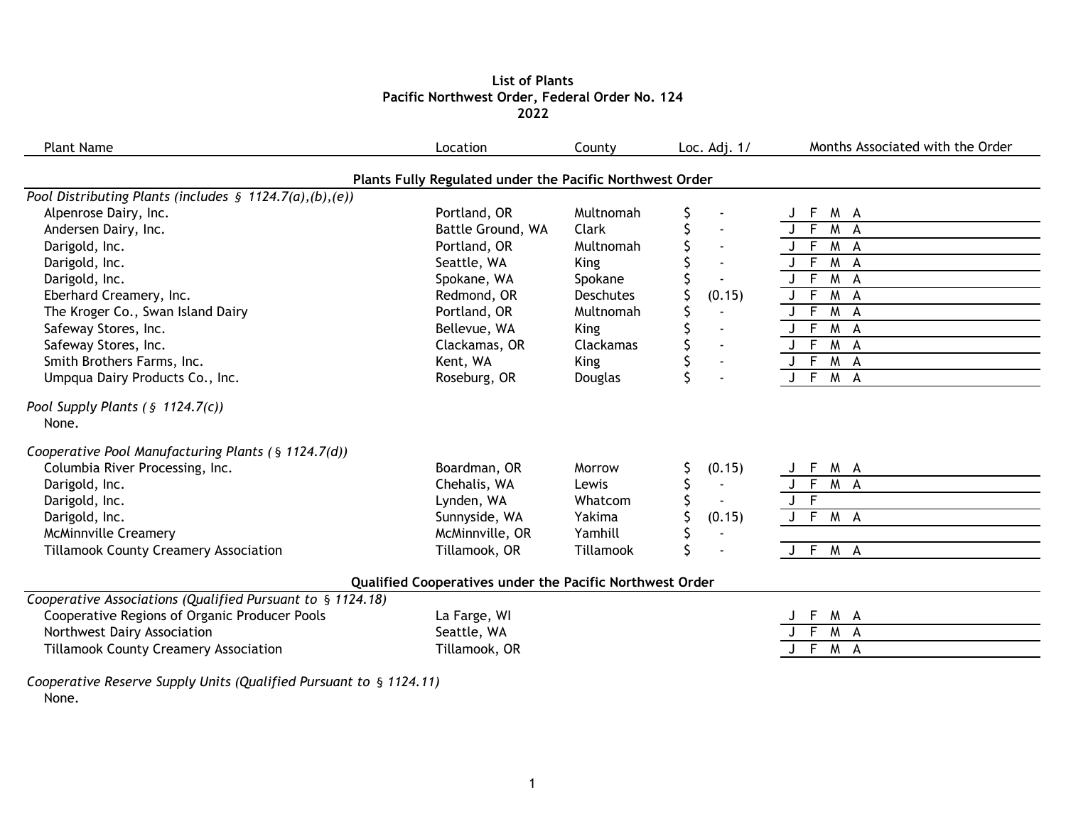# List of Plants
## Pacific Northwest Order, Federal Order No. 124
## 2022

| Plant Name | Location | County | Loc. Adj. 1/ | Months Associated with the Order |
|---|---|---|---|---|
| **Plants Fully Regulated under the Pacific Northwest Order** | | | | |
| *Pool Distributing Plants (includes § 1124.7(a),(b),(e))* | | | | |
| Alpenrose Dairy, Inc. | Portland, OR | Multnomah | $ - | J F M A |
| Andersen Dairy, Inc. | Battle Ground, WA | Clark | $ - | J F M A |
| Darigold, Inc. | Portland, OR | Multnomah | $ - | J F M A |
| Darigold, Inc. | Seattle, WA | King | $ - | J F M A |
| Darigold, Inc. | Spokane, WA | Spokane | $ - | J F M A |
| Eberhard Creamery, Inc. | Redmond, OR | Deschutes | $ (0.15) | J F M A |
| The Kroger Co., Swan Island Dairy | Portland, OR | Multnomah | $ - | J F M A |
| Safeway Stores, Inc. | Bellevue, WA | King | $ - | J F M A |
| Safeway Stores, Inc. | Clackamas, OR | Clackamas | $ - | J F M A |
| Smith Brothers Farms, Inc. | Kent, WA | King | $ - | J F M A |
| Umpqua Dairy Products Co., Inc. | Roseburg, OR | Douglas | $ - | J F M A |
| *Pool Supply Plants (§ 1124.7(c))* | | | | |
| None. | | | | |
| *Cooperative Pool Manufacturing Plants (§ 1124.7(d))* | | | | |
| Columbia River Processing, Inc. | Boardman, OR | Morrow | $ (0.15) | J F M A |
| Darigold, Inc. | Chehalis, WA | Lewis | $ - | J F M A |
| Darigold, Inc. | Lynden, WA | Whatcom | $ - | J F |
| Darigold, Inc. | Sunnyside, WA | Yakima | $ (0.15) | J F M A |
| McMinnville Creamery | McMinnville, OR | Yamhill | $ - | |
| Tillamook County Creamery Association | Tillamook, OR | Tillamook | $ - | J F M A |
| **Qualified Cooperatives under the Pacific Northwest Order** | | | | |
| *Cooperative Associations (Qualified Pursuant to § 1124.18)* | | | | |
| Cooperative Regions of Organic Producer Pools | La Farge, WI | | | J F M A |
| Northwest Dairy Association | Seattle, WA | | | J F M A |
| Tillamook County Creamery Association | Tillamook, OR | | | J F M A |
| *Cooperative Reserve Supply Units (Qualified Pursuant to § 1124.11)* | | | | |
| None. | | | | |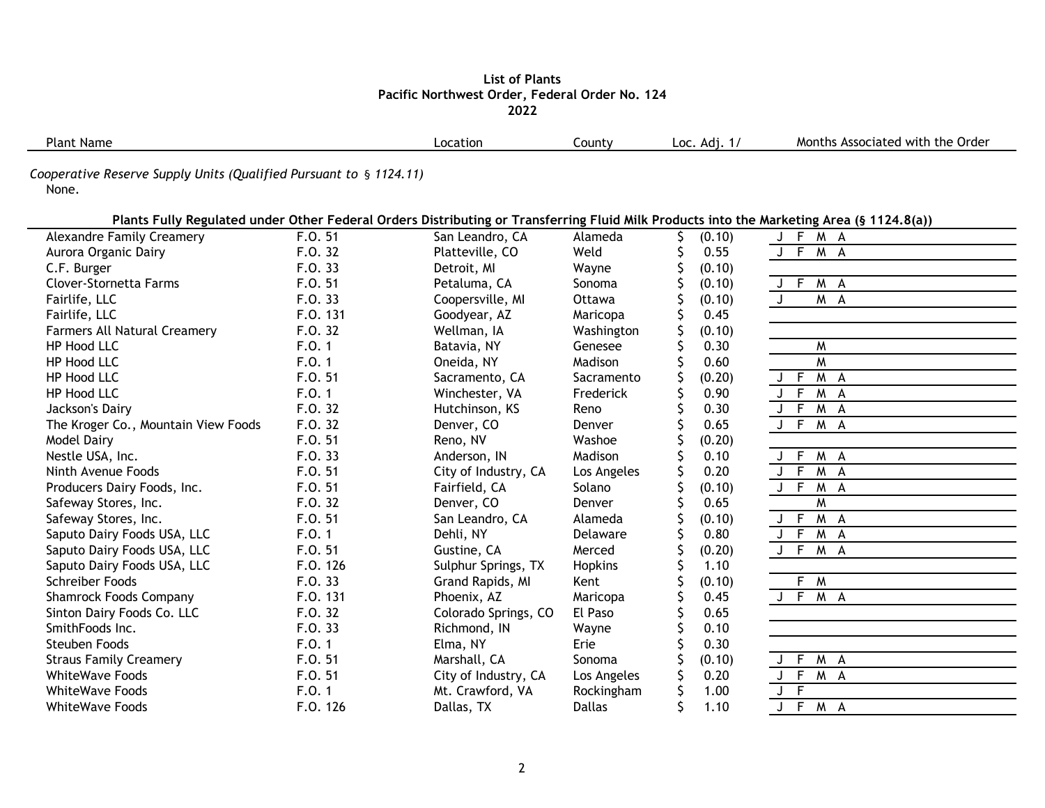**List of Plants**
**Pacific Northwest Order, Federal Order No. 124**
**2022**

| Plant Name | | Location | County | Loc. Adj. 1/ | Months Associated with the Order |
|---|---|---|---|---|---|

*Cooperative Reserve Supply Units (Qualified Pursuant to § 1124.11)*

None.

**Plants Fully Regulated under Other Federal Orders Distributing or Transferring Fluid Milk Products into the Marketing Area (§ 1124.8(a))**

| Plant Name | | Location | County | Loc. Adj. 1/ | Months Associated with the Order |
|---|---|---|---|---|---|
| Alexandre Family Creamery | F.O. 51 | San Leandro, CA | Alameda | $ (0.10) | J F M A |
| Aurora Organic Dairy | F.O. 32 | Platteville, CO | Weld | $ 0.55 | J F M A |
| C.F. Burger | F.O. 33 | Detroit, MI | Wayne | $ (0.10) | |
| Clover-Stornetta Farms | F.O. 51 | Petaluma, CA | Sonoma | $ (0.10) | J F M A |
| Fairlife, LLC | F.O. 33 | Coopersville, MI | Ottawa | $ (0.10) | J M A |
| Fairlife, LLC | F.O. 131 | Goodyear, AZ | Maricopa | $ 0.45 | |
| Farmers All Natural Creamery | F.O. 32 | Wellman, IA | Washington | $ (0.10) | |
| HP Hood LLC | F.O. 1 | Batavia, NY | Genesee | $ 0.30 | M |
| HP Hood LLC | F.O. 1 | Oneida, NY | Madison | $ 0.60 | M |
| HP Hood LLC | F.O. 51 | Sacramento, CA | Sacramento | $ (0.20) | J F M A |
| HP Hood LLC | F.O. 1 | Winchester, VA | Frederick | $ 0.90 | J F M A |
| Jackson's Dairy | F.O. 32 | Hutchinson, KS | Reno | $ 0.30 | J F M A |
| The Kroger Co., Mountain View Foods | F.O. 32 | Denver, CO | Denver | $ 0.65 | J F M A |
| Model Dairy | F.O. 51 | Reno, NV | Washoe | $ (0.20) | |
| Nestle USA, Inc. | F.O. 33 | Anderson, IN | Madison | $ 0.10 | J F M A |
| Ninth Avenue Foods | F.O. 51 | City of Industry, CA | Los Angeles | $ 0.20 | J F M A |
| Producers Dairy Foods, Inc. | F.O. 51 | Fairfield, CA | Solano | $ (0.10) | J F M A |
| Safeway Stores, Inc. | F.O. 32 | Denver, CO | Denver | $ 0.65 | M |
| Safeway Stores, Inc. | F.O. 51 | San Leandro, CA | Alameda | $ (0.10) | J F M A |
| Saputo Dairy Foods USA, LLC | F.O. 1 | Dehli, NY | Delaware | $ 0.80 | J F M A |
| Saputo Dairy Foods USA, LLC | F.O. 51 | Gustine, CA | Merced | $ (0.20) | J F M A |
| Saputo Dairy Foods USA, LLC | F.O. 126 | Sulphur Springs, TX | Hopkins | $ 1.10 | |
| Schreiber Foods | F.O. 33 | Grand Rapids, MI | Kent | $ (0.10) | F M |
| Shamrock Foods Company | F.O. 131 | Phoenix, AZ | Maricopa | $ 0.45 | J F M A |
| Sinton Dairy Foods Co. LLC | F.O. 32 | Colorado Springs, CO | El Paso | $ 0.65 | |
| SmithFoods Inc. | F.O. 33 | Richmond, IN | Wayne | $ 0.10 | |
| Steuben Foods | F.O. 1 | Elma, NY | Erie | $ 0.30 | |
| Straus Family Creamery | F.O. 51 | Marshall, CA | Sonoma | $ (0.10) | J F M A |
| WhiteWave Foods | F.O. 51 | City of Industry, CA | Los Angeles | $ 0.20 | J F M A |
| WhiteWave Foods | F.O. 1 | Mt. Crawford, VA | Rockingham | $ 1.00 | J F |
| WhiteWave Foods | F.O. 126 | Dallas, TX | Dallas | $ 1.10 | J F M A |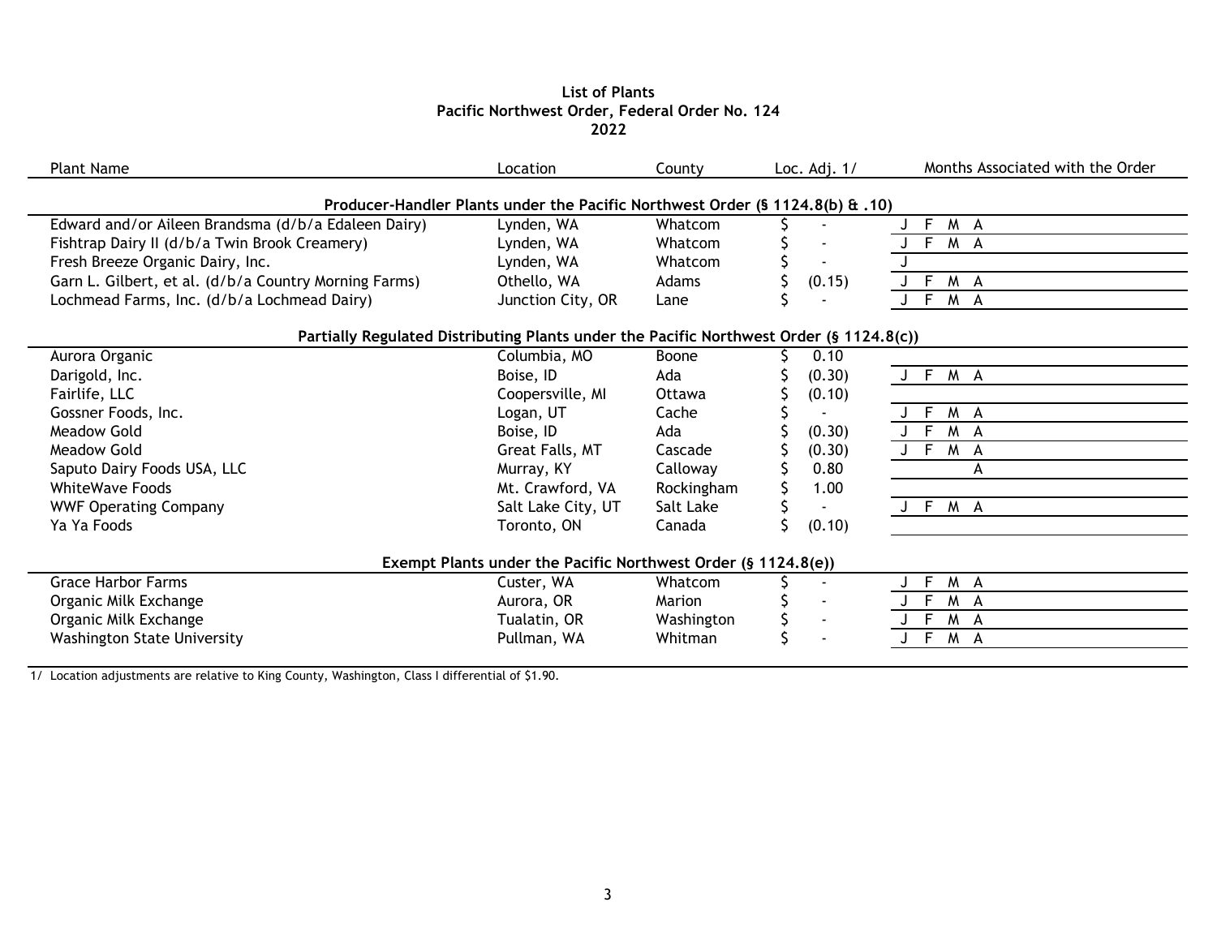**List of Plants**
**Pacific Northwest Order, Federal Order No. 124**
**2022**

| Plant Name | Location | County | Loc. Adj. 1/ | Months Associated with the Order |
|---|---|---|---|---|
| **Producer-Handler Plants under the Pacific Northwest Order (§ 1124.8(b) & .10)** | | | | |
| Edward and/or Aileen Brandsma (d/b/a Edaleen Dairy) | Lynden, WA | Whatcom | $ - | J F M A |
| Fishtrap Dairy II (d/b/a Twin Brook Creamery) | Lynden, WA | Whatcom | $ - | J F M A |
| Fresh Breeze Organic Dairy, Inc. | Lynden, WA | Whatcom | $ - | J |
| Garn L. Gilbert, et al. (d/b/a Country Morning Farms) | Othello, WA | Adams | $ (0.15) | J F M A |
| Lochmead Farms, Inc. (d/b/a Lochmead Dairy) | Junction City, OR | Lane | $ - | J F M A |
| **Partially Regulated Distributing Plants under the Pacific Northwest Order (§ 1124.8(c))** | | | | |
| Aurora Organic | Columbia, MO | Boone | $ 0.10 | |
| Darigold, Inc. | Boise, ID | Ada | $ (0.30) | J F M A |
| Fairlife, LLC | Coopersville, MI | Ottawa | $ (0.10) | |
| Gossner Foods, Inc. | Logan, UT | Cache | $ - | J F M A |
| Meadow Gold | Boise, ID | Ada | $ (0.30) | J F M A |
| Meadow Gold | Great Falls, MT | Cascade | $ (0.30) | J F M A |
| Saputo Dairy Foods USA, LLC | Murray, KY | Calloway | $ 0.80 | A |
| WhiteWave Foods | Mt. Crawford, VA | Rockingham | $ 1.00 | |
| WWF Operating Company | Salt Lake City, UT | Salt Lake | $ - | J F M A |
| Ya Ya Foods | Toronto, ON | Canada | $ (0.10) | |
| **Exempt Plants under the Pacific Northwest Order (§ 1124.8(e))** | | | | |
| Grace Harbor Farms | Custer, WA | Whatcom | $ - | J F M A |
| Organic Milk Exchange | Aurora, OR | Marion | $ - | J F M A |
| Organic Milk Exchange | Tualatin, OR | Washington | $ - | J F M A |
| Washington State University | Pullman, WA | Whitman | $ - | J F M A |

1/ Location adjustments are relative to King County, Washington, Class I differential of $1.90.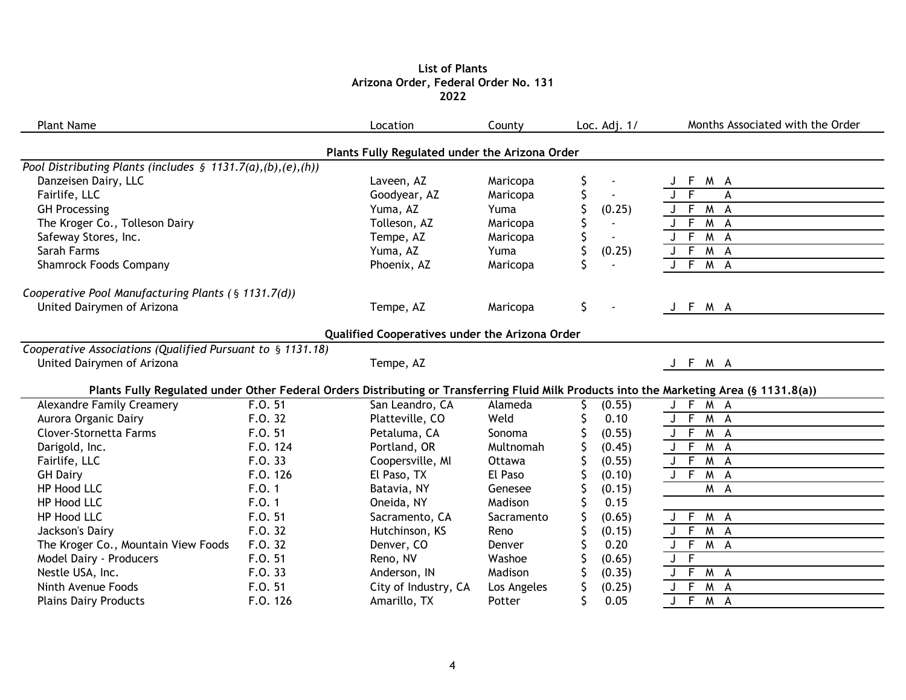**List of Plants**
**Arizona Order, Federal Order No. 131**
**2022**

| Plant Name | | Location | County | Loc. Adj. 1/ | Months Associated with the Order |
|---|---|---|---|---|---|
| | | **Plants Fully Regulated under the Arizona Order** | | | |
| *Pool Distributing Plants (includes § 1131.7(a),(b),(e),(h))* | | | | | |
| Danzeisen Dairy, LLC | | Laveen, AZ | Maricopa | $ - | J F M A |
| Fairlife, LLC | | Goodyear, AZ | Maricopa | $ - | J F A |
| GH Processing | | Yuma, AZ | Yuma | $ (0.25) | J F M A |
| The Kroger Co., Tolleson Dairy | | Tolleson, AZ | Maricopa | $ - | J F M A |
| Safeway Stores, Inc. | | Tempe, AZ | Maricopa | $ - | J F M A |
| Sarah Farms | | Yuma, AZ | Yuma | $ (0.25) | J F M A |
| Shamrock Foods Company | | Phoenix, AZ | Maricopa | $ - | J F M A |
| *Cooperative Pool Manufacturing Plants ( § 1131.7(d))* | | | | | |
| United Dairymen of Arizona | | Tempe, AZ | Maricopa | $ - | J F M A |
| | | **Qualified Cooperatives under the Arizona Order** | | | |
| *Cooperative Associations (Qualified Pursuant to § 1131.18)* | | | | | |
| United Dairymen of Arizona | | Tempe, AZ | | | J F M A |
| **Plants Fully Regulated under Other Federal Orders Distributing or Transferring Fluid Milk Products into the Marketing Area (§ 1131.8(a))** | | | | | |
| Alexandre Family Creamery | F.O. 51 | San Leandro, CA | Alameda | $ (0.55) | J F M A |
| Aurora Organic Dairy | F.O. 32 | Platteville, CO | Weld | $ 0.10 | J F M A |
| Clover-Stornetta Farms | F.O. 51 | Petaluma, CA | Sonoma | $ (0.55) | J F M A |
| Darigold, Inc. | F.O. 124 | Portland, OR | Multnomah | $ (0.45) | J F M A |
| Fairlife, LLC | F.O. 33 | Coopersville, MI | Ottawa | $ (0.55) | J F M A |
| GH Dairy | F.O. 126 | El Paso, TX | El Paso | $ (0.10) | J F M A |
| HP Hood LLC | F.O. 1 | Batavia, NY | Genesee | $ (0.15) | M A |
| HP Hood LLC | F.O. 1 | Oneida, NY | Madison | $ 0.15 | |
| HP Hood LLC | F.O. 51 | Sacramento, CA | Sacramento | $ (0.65) | J F M A |
| Jackson's Dairy | F.O. 32 | Hutchinson, KS | Reno | $ (0.15) | J F M A |
| The Kroger Co., Mountain View Foods | F.O. 32 | Denver, CO | Denver | $ 0.20 | J F M A |
| Model Dairy - Producers | F.O. 51 | Reno, NV | Washoe | $ (0.65) | J F |
| Nestle USA, Inc. | F.O. 33 | Anderson, IN | Madison | $ (0.35) | J F M A |
| Ninth Avenue Foods | F.O. 51 | City of Industry, CA | Los Angeles | $ (0.25) | J F M A |
| Plains Dairy Products | F.O. 126 | Amarillo, TX | Potter | $ 0.05 | J F M A |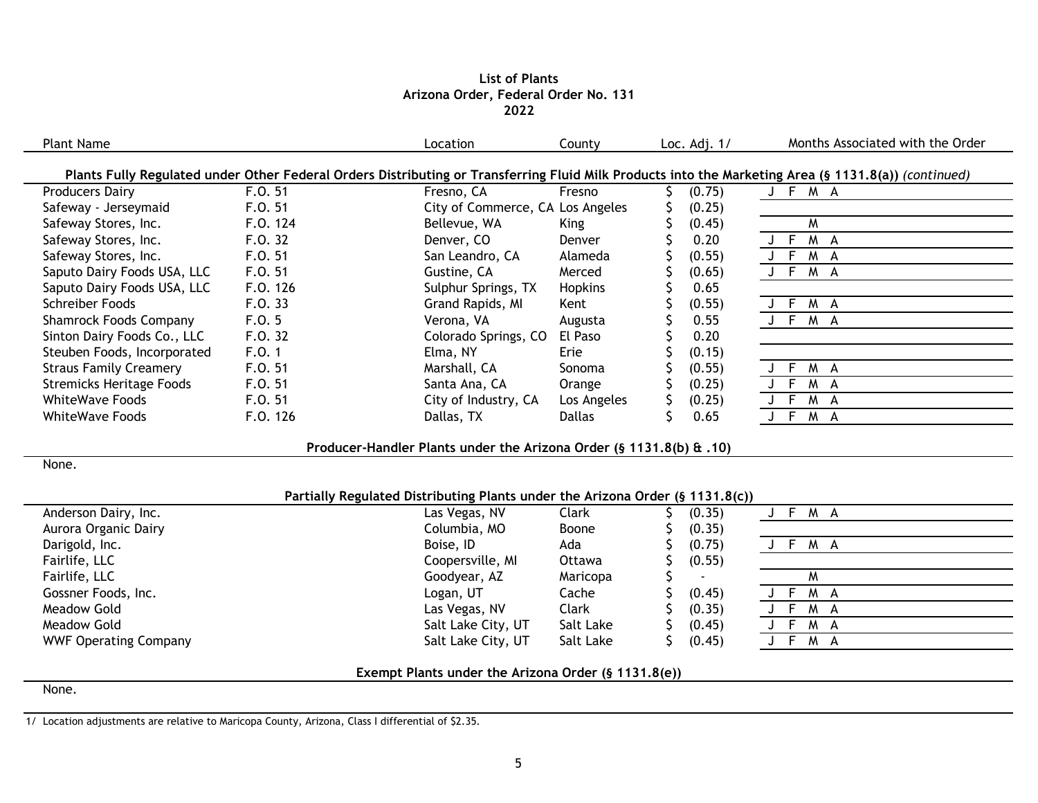**List of Plants**
**Arizona Order, Federal Order No. 131**
**2022**

| Plant Name | | Location | County | Loc. Adj. 1/ | Months Associated with the Order |
|---|---|---|---|---|---|
| **Plants Fully Regulated under Other Federal Orders Distributing or Transferring Fluid Milk Products into the Marketing Area (§ 1131.8(a))** *(continued)* | | | | | |
| Producers Dairy | F.O. 51 | Fresno, CA | Fresno | $ (0.75) | J F M A |
| Safeway - Jerseymaid | F.O. 51 | City of Commerce, CA | Los Angeles | $ (0.25) | |
| Safeway Stores, Inc. | F.O. 124 | Bellevue, WA | King | $ (0.45) | M |
| Safeway Stores, Inc. | F.O. 32 | Denver, CO | Denver | $ 0.20 | J F M A |
| Safeway Stores, Inc. | F.O. 51 | San Leandro, CA | Alameda | $ (0.55) | J F M A |
| Saputo Dairy Foods USA, LLC | F.O. 51 | Gustine, CA | Merced | $ (0.65) | J F M A |
| Saputo Dairy Foods USA, LLC | F.O. 126 | Sulphur Springs, TX | Hopkins | $ 0.65 | |
| Schreiber Foods | F.O. 33 | Grand Rapids, MI | Kent | $ (0.55) | J F M A |
| Shamrock Foods Company | F.O. 5 | Verona, VA | Augusta | $ 0.55 | J F M A |
| Sinton Dairy Foods Co., LLC | F.O. 32 | Colorado Springs, CO | El Paso | $ 0.20 | |
| Steuben Foods, Incorporated | F.O. 1 | Elma, NY | Erie | $ (0.15) | |
| Straus Family Creamery | F.O. 51 | Marshall, CA | Sonoma | $ (0.55) | J F M A |
| Stremicks Heritage Foods | F.O. 51 | Santa Ana, CA | Orange | $ (0.25) | J F M A |
| WhiteWave Foods | F.O. 51 | City of Industry, CA | Los Angeles | $ (0.25) | J F M A |
| WhiteWave Foods | F.O. 126 | Dallas, TX | Dallas | $ 0.65 | J F M A |

**Producer-Handler Plants under the Arizona Order (§ 1131.8(b) & .10)**

None.

**Partially Regulated Distributing Plants under the Arizona Order (§ 1131.8(c))**

| Plant Name | Location | County | Loc. Adj. 1/ | Months Associated with the Order |
|---|---|---|---|---|
| Anderson Dairy, Inc. | Las Vegas, NV | Clark | $ (0.35) | J F M A |
| Aurora Organic Dairy | Columbia, MO | Boone | $ (0.35) | |
| Darigold, Inc. | Boise, ID | Ada | $ (0.75) | J F M A |
| Fairlife, LLC | Coopersville, MI | Ottawa | $ (0.55) | |
| Fairlife, LLC | Goodyear, AZ | Maricopa | $ - | M |
| Gossner Foods, Inc. | Logan, UT | Cache | $ (0.45) | J F M A |
| Meadow Gold | Las Vegas, NV | Clark | $ (0.35) | J F M A |
| Meadow Gold | Salt Lake City, UT | Salt Lake | $ (0.45) | J F M A |
| WWF Operating Company | Salt Lake City, UT | Salt Lake | $ (0.45) | J F M A |

**Exempt Plants under the Arizona Order (§ 1131.8(e))**

None.

1/ Location adjustments are relative to Maricopa County, Arizona, Class I differential of $2.35.